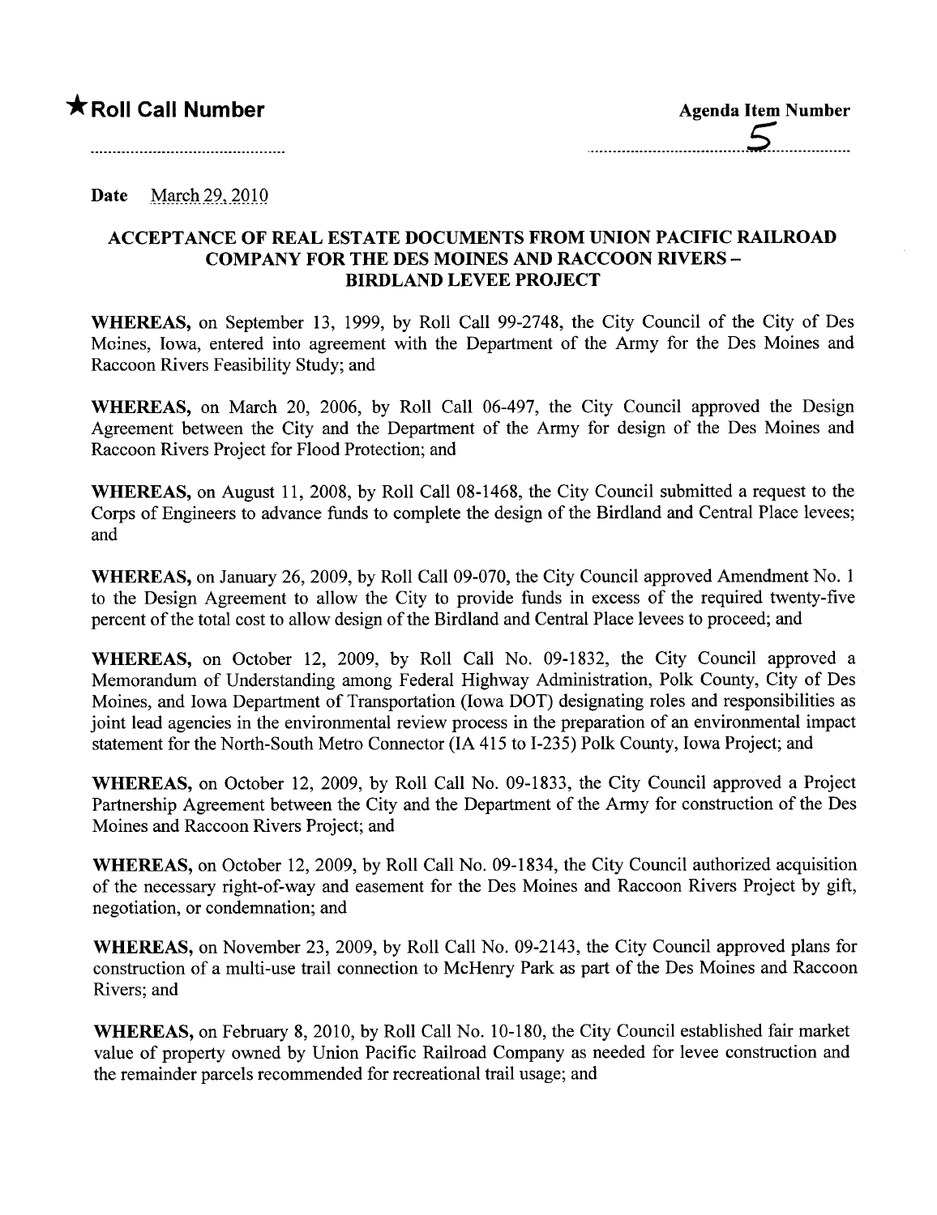★ **Roll Call Number**

**Agenda Item Number**

5

**Date** March 29, 2010

## ACCEPTANCE OF REAL ESTATE DOCUMENTS FROM UNION PACIFIC RAILROAD COMPANY FOR THE DES MOINES AND RACCOON RIVERS – BIRDLAND LEVEE PROJECT

**WHEREAS,** on September 13, 1999, by Roll Call 99-2748, the City Council of the City of Des Moines, Iowa, entered into agreement with the Department of the Army for the Des Moines and Raccoon Rivers Feasibility Study; and

**WHEREAS,** on March 20, 2006, by Roll Call 06-497, the City Council approved the Design Agreement between the City and the Department of the Army for design of the Des Moines and Raccoon Rivers Project for Flood Protection; and

**WHEREAS,** on August 11, 2008, by Roll Call 08-1468, the City Council submitted a request to the Corps of Engineers to advance funds to complete the design of the Birdland and Central Place levees; and

**WHEREAS,** on January 26, 2009, by Roll Call 09-070, the City Council approved Amendment No. 1 to the Design Agreement to allow the City to provide funds in excess of the required twenty-five percent of the total cost to allow design of the Birdland and Central Place levees to proceed; and

**WHEREAS,** on October 12, 2009, by Roll Call No. 09-1832, the City Council approved a Memorandum of Understanding among Federal Highway Administration, Polk County, City of Des Moines, and Iowa Department of Transportation (Iowa DOT) designating roles and responsibilities as joint lead agencies in the environmental review process in the preparation of an environmental impact statement for the North-South Metro Connector (IA 415 to I-235) Polk County, Iowa Project; and

**WHEREAS,** on October 12, 2009, by Roll Call No. 09-1833, the City Council approved a Project Partnership Agreement between the City and the Department of the Army for construction of the Des Moines and Raccoon Rivers Project; and

**WHEREAS,** on October 12, 2009, by Roll Call No. 09-1834, the City Council authorized acquisition of the necessary right-of-way and easement for the Des Moines and Raccoon Rivers Project by gift, negotiation, or condemnation; and

**WHEREAS,** on November 23, 2009, by Roll Call No. 09-2143, the City Council approved plans for construction of a multi-use trail connection to McHenry Park as part of the Des Moines and Raccoon Rivers; and

**WHEREAS,** on February 8, 2010, by Roll Call No. 10-180, the City Council established fair market value of property owned by Union Pacific Railroad Company as needed for levee construction and the remainder parcels recommended for recreational trail usage; and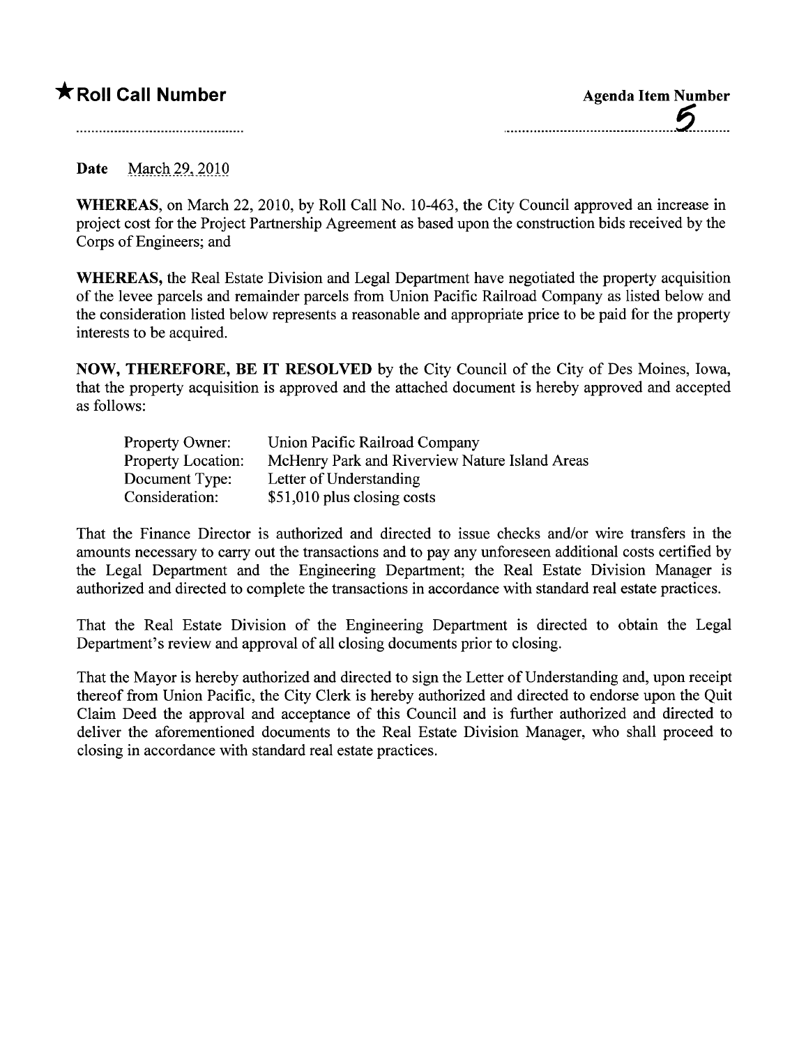**★Roll Call Number**

**Agenda Item Number**
5

**Date** March 29, 2010

**WHEREAS,** on March 22, 2010, by Roll Call No. 10-463, the City Council approved an increase in project cost for the Project Partnership Agreement as based upon the construction bids received by the Corps of Engineers; and

**WHEREAS,** the Real Estate Division and Legal Department have negotiated the property acquisition of the levee parcels and remainder parcels from Union Pacific Railroad Company as listed below and the consideration listed below represents a reasonable and appropriate price to be paid for the property interests to be acquired.

**NOW, THEREFORE, BE IT RESOLVED** by the City Council of the City of Des Moines, Iowa, that the property acquisition is approved and the attached document is hereby approved and accepted as follows:

| | |
|---|---|
| Property Owner: | Union Pacific Railroad Company |
| Property Location: | McHenry Park and Riverview Nature Island Areas |
| Document Type: | Letter of Understanding |
| Consideration: | $51,010 plus closing costs |

That the Finance Director is authorized and directed to issue checks and/or wire transfers in the amounts necessary to carry out the transactions and to pay any unforeseen additional costs certified by the Legal Department and the Engineering Department; the Real Estate Division Manager is authorized and directed to complete the transactions in accordance with standard real estate practices.

That the Real Estate Division of the Engineering Department is directed to obtain the Legal Department's review and approval of all closing documents prior to closing.

That the Mayor is hereby authorized and directed to sign the Letter of Understanding and, upon receipt thereof from Union Pacific, the City Clerk is hereby authorized and directed to endorse upon the Quit Claim Deed the approval and acceptance of this Council and is further authorized and directed to deliver the aforementioned documents to the Real Estate Division Manager, who shall proceed to closing in accordance with standard real estate practices.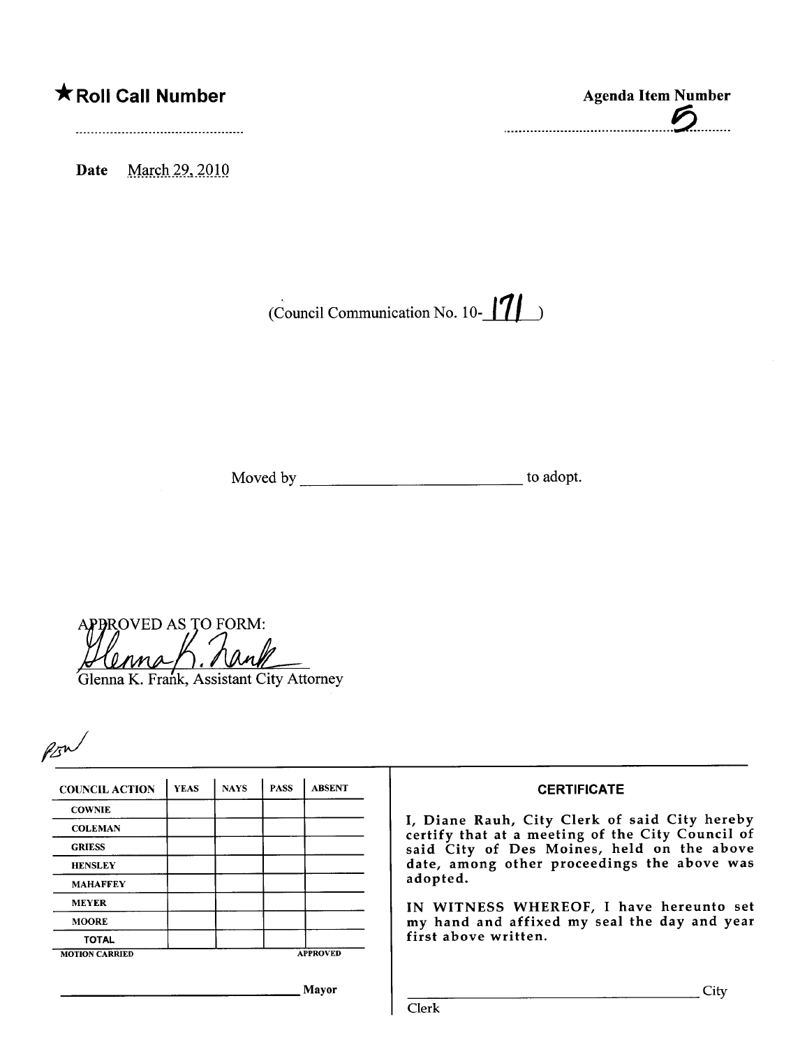★**Roll Call Number** ..............................................

**Agenda Item Number** ..............................................5

**Date** March 29, 2010

(Council Communication No. 10-171)

Moved by ___________________________ to adopt.

APPROVED AS TO FORM:

Glenna K. Frank, Assistant City Attorney

PSW

| COUNCIL ACTION | YEAS | NAYS | PASS | ABSENT |
|---|---|---|---|---|
| COWNIE | | | | |
| COLEMAN | | | | |
| GRIESS | | | | |
| HENSLEY | | | | |
| MAHAFFEY | | | | |
| MEYER | | | | |
| MOORE | | | | |
| TOTAL | | | | |

MOTION CARRIED APPROVED

___________________________ Mayor

**CERTIFICATE**

I, Diane Rauh, City Clerk of said City hereby certify that at a meeting of the City Council of said City of Des Moines, held on the above date, among other proceedings the above was adopted.

IN WITNESS WHEREOF, I have hereunto set my hand and affixed my seal the day and year first above written.

___________________________ City Clerk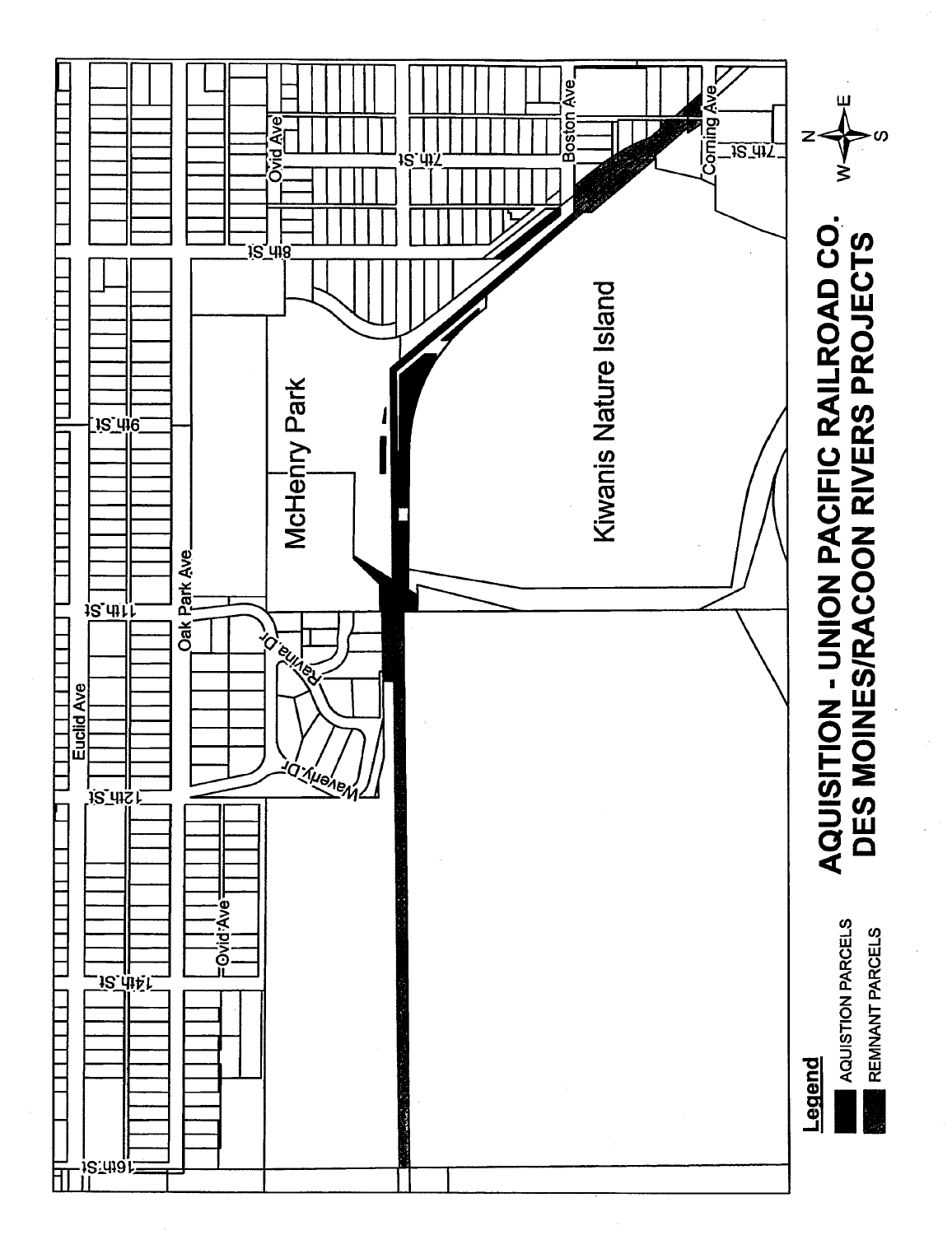McHenry Park

Kiwanis Nature Island

Euclid Ave

Oak Park Ave

Ovid Ave

Boston Ave

Corning Ave

Ravina Dr

Waverly Dr

16th St

14th St

12th St

11th St

9th St

8th St

7th St

**Legend**

AQUISTION PARCELS

REMNANT PARCELS

**AQUISITION - UNION PACIFIC RAILROAD CO.**
**DES MOINES/RACOON RIVERS PROJECTS**

N E S W